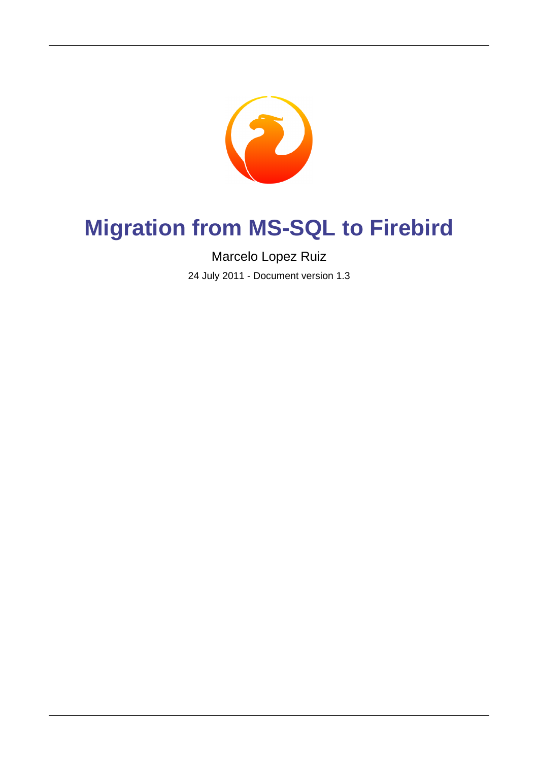# Migration from MS-SQL to Firebird

Marcelo Lopez Ruiz

24 July 2011 - Document version 1.3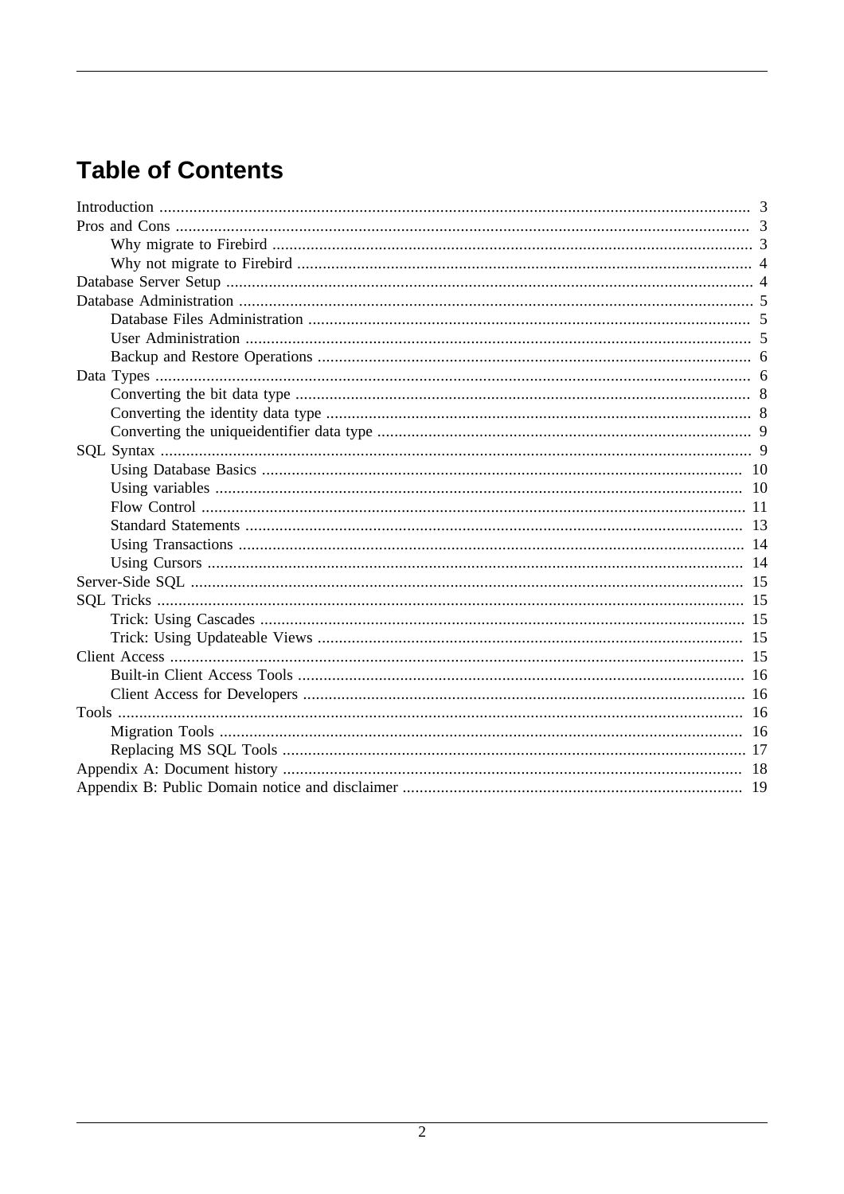# Table of Contents

- Introduction ... 3
- Pros and Cons ... 3
  - Why migrate to Firebird ... 3
  - Why not migrate to Firebird ... 4
- Database Server Setup ... 4
- Database Administration ... 5
  - Database Files Administration ... 5
  - User Administration ... 5
  - Backup and Restore Operations ... 6
- Data Types ... 6
  - Converting the bit data type ... 8
  - Converting the identity data type ... 8
  - Converting the uniqueidentifier data type ... 9
- SQL Syntax ... 9
  - Using Database Basics ... 10
  - Using variables ... 10
  - Flow Control ... 11
  - Standard Statements ... 13
  - Using Transactions ... 14
  - Using Cursors ... 14
- Server-Side SQL ... 15
- SQL Tricks ... 15
  - Trick: Using Cascades ... 15
  - Trick: Using Updateable Views ... 15
- Client Access ... 15
  - Built-in Client Access Tools ... 16
  - Client Access for Developers ... 16
- Tools ... 16
  - Migration Tools ... 16
  - Replacing MS SQL Tools ... 17
- Appendix A: Document history ... 18
- Appendix B: Public Domain notice and disclaimer ... 19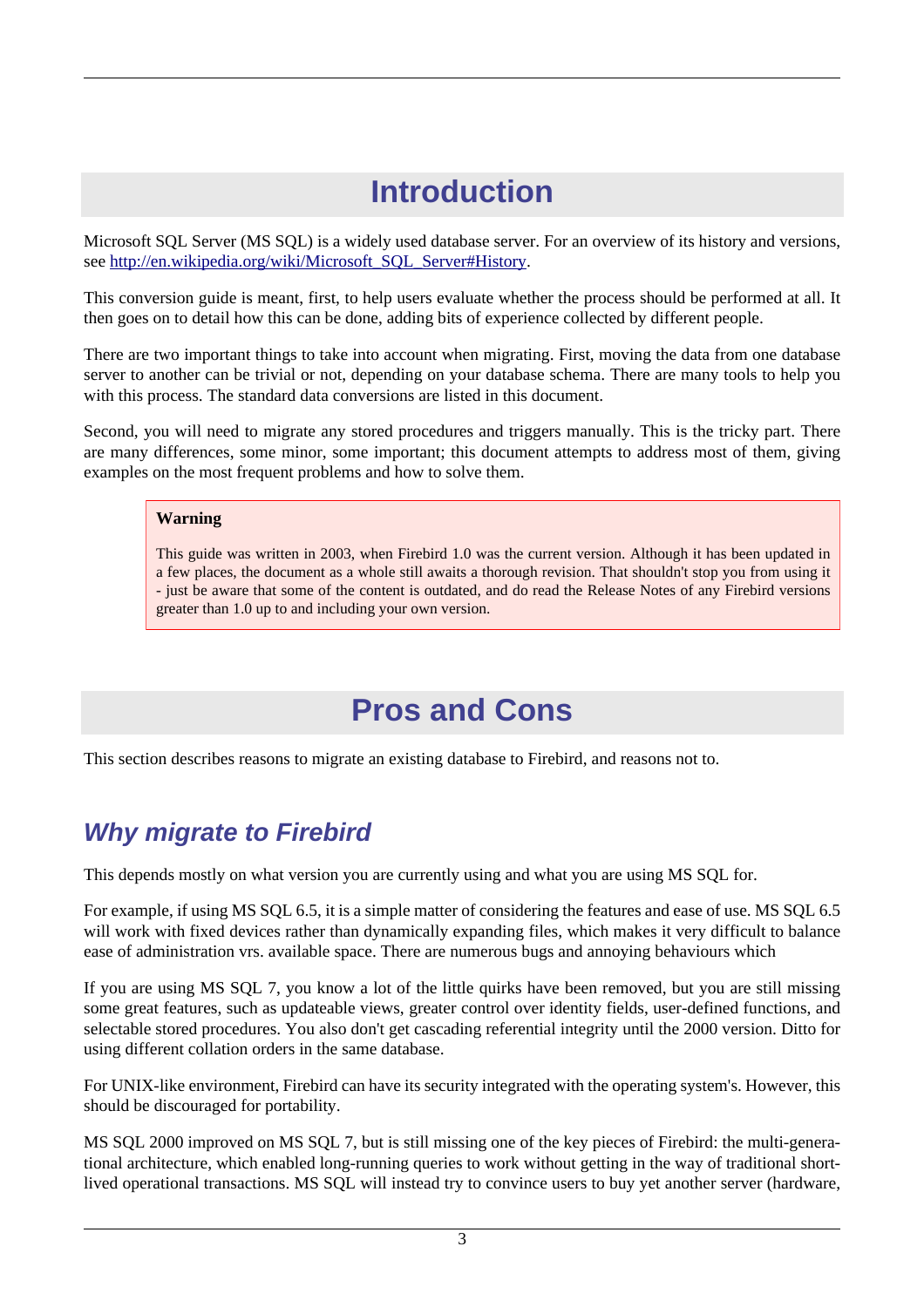# Introduction

Microsoft SQL Server (MS SQL) is a widely used database server. For an overview of its history and versions, see http://en.wikipedia.org/wiki/Microsoft_SQL_Server#History.

This conversion guide is meant, first, to help users evaluate whether the process should be performed at all. It then goes on to detail how this can be done, adding bits of experience collected by different people.

There are two important things to take into account when migrating. First, moving the data from one database server to another can be trivial or not, depending on your database schema. There are many tools to help you with this process. The standard data conversions are listed in this document.

Second, you will need to migrate any stored procedures and triggers manually. This is the tricky part. There are many differences, some minor, some important; this document attempts to address most of them, giving examples on the most frequent problems and how to solve them.

> **Warning**
>
> This guide was written in 2003, when Firebird 1.0 was the current version. Although it has been updated in a few places, the document as a whole still awaits a thorough revision. That shouldn't stop you from using it - just be aware that some of the content is outdated, and do read the Release Notes of any Firebird versions greater than 1.0 up to and including your own version.

# Pros and Cons

This section describes reasons to migrate an existing database to Firebird, and reasons not to.

## *Why migrate to Firebird*

This depends mostly on what version you are currently using and what you are using MS SQL for.

For example, if using MS SQL 6.5, it is a simple matter of considering the features and ease of use. MS SQL 6.5 will work with fixed devices rather than dynamically expanding files, which makes it very difficult to balance ease of administration vrs. available space. There are numerous bugs and annoying behaviours which

If you are using MS SQL 7, you know a lot of the little quirks have been removed, but you are still missing some great features, such as updateable views, greater control over identity fields, user-defined functions, and selectable stored procedures. You also don't get cascading referential integrity until the 2000 version. Ditto for using different collation orders in the same database.

For UNIX-like environment, Firebird can have its security integrated with the operating system's. However, this should be discouraged for portability.

MS SQL 2000 improved on MS SQL 7, but is still missing one of the key pieces of Firebird: the multi-generational architecture, which enabled long-running queries to work without getting in the way of traditional short-lived operational transactions. MS SQL will instead try to convince users to buy yet another server (hardware,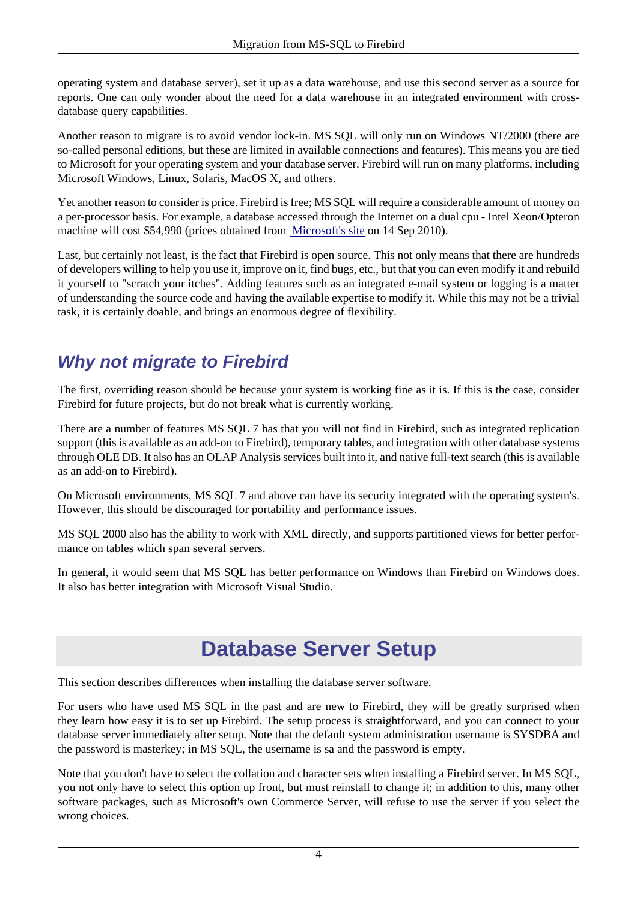operating system and database server), set it up as a data warehouse, and use this second server as a source for reports. One can only wonder about the need for a data warehouse in an integrated environment with cross-database query capabilities.

Another reason to migrate is to avoid vendor lock-in. MS SQL will only run on Windows NT/2000 (there are so-called personal editions, but these are limited in available connections and features). This means you are tied to Microsoft for your operating system and your database server. Firebird will run on many platforms, including Microsoft Windows, Linux, Solaris, MacOS X, and others.

Yet another reason to consider is price. Firebird is free; MS SQL will require a considerable amount of money on a per-processor basis. For example, a database accessed through the Internet on a dual cpu - Intel Xeon/Opteron machine will cost $54,990 (prices obtained from Microsoft's site on 14 Sep 2010).

Last, but certainly not least, is the fact that Firebird is open source. This not only means that there are hundreds of developers willing to help you use it, improve on it, find bugs, etc., but that you can even modify it and rebuild it yourself to "scratch your itches". Adding features such as an integrated e-mail system or logging is a matter of understanding the source code and having the available expertise to modify it. While this may not be a trivial task, it is certainly doable, and brings an enormous degree of flexibility.

## *Why not migrate to Firebird*

The first, overriding reason should be because your system is working fine as it is. If this is the case, consider Firebird for future projects, but do not break what is currently working.

There are a number of features MS SQL 7 has that you will not find in Firebird, such as integrated replication support (this is available as an add-on to Firebird), temporary tables, and integration with other database systems through OLE DB. It also has an OLAP Analysis services built into it, and native full-text search (this is available as an add-on to Firebird).

On Microsoft environments, MS SQL 7 and above can have its security integrated with the operating system's. However, this should be discouraged for portability and performance issues.

MS SQL 2000 also has the ability to work with XML directly, and supports partitioned views for better performance on tables which span several servers.

In general, it would seem that MS SQL has better performance on Windows than Firebird on Windows does. It also has better integration with Microsoft Visual Studio.

# Database Server Setup

This section describes differences when installing the database server software.

For users who have used MS SQL in the past and are new to Firebird, they will be greatly surprised when they learn how easy it is to set up Firebird. The setup process is straightforward, and you can connect to your database server immediately after setup. Note that the default system administration username is SYSDBA and the password is masterkey; in MS SQL, the username is sa and the password is empty.

Note that you don't have to select the collation and character sets when installing a Firebird server. In MS SQL, you not only have to select this option up front, but must reinstall to change it; in addition to this, many other software packages, such as Microsoft's own Commerce Server, will refuse to use the server if you select the wrong choices.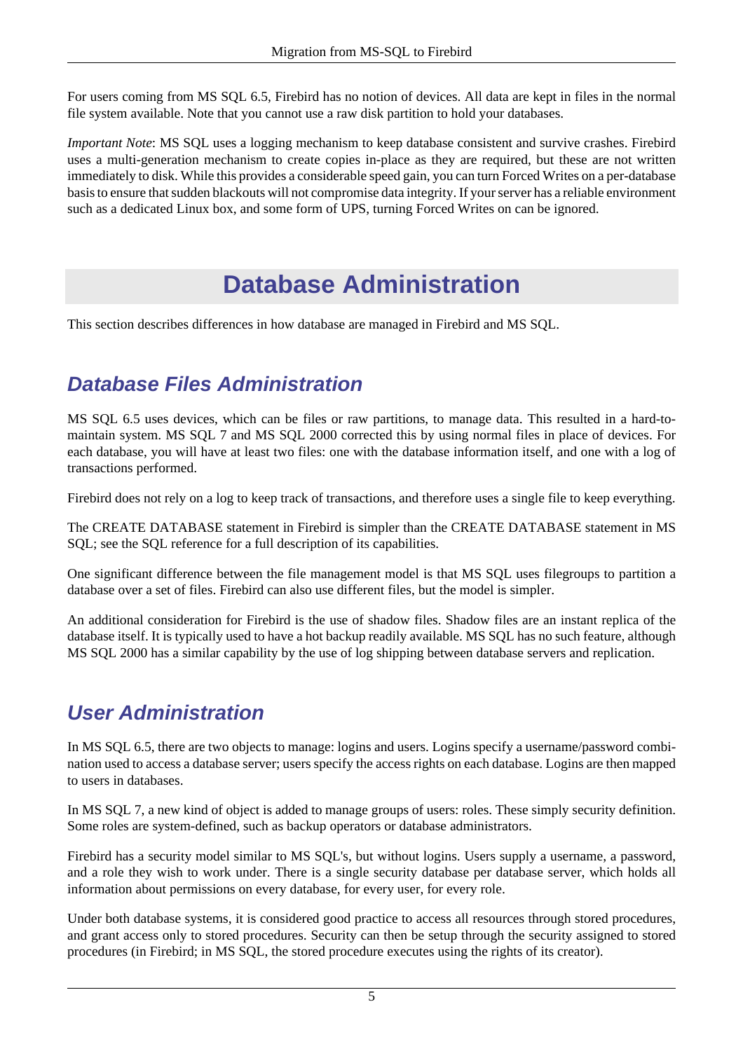For users coming from MS SQL 6.5, Firebird has no notion of devices. All data are kept in files in the normal file system available. Note that you cannot use a raw disk partition to hold your databases.

*Important Note*: MS SQL uses a logging mechanism to keep database consistent and survive crashes. Firebird uses a multi-generation mechanism to create copies in-place as they are required, but these are not written immediately to disk. While this provides a considerable speed gain, you can turn Forced Writes on a per-database basis to ensure that sudden blackouts will not compromise data integrity. If your server has a reliable environment such as a dedicated Linux box, and some form of UPS, turning Forced Writes on can be ignored.

# Database Administration

This section describes differences in how database are managed in Firebird and MS SQL.

## *Database Files Administration*

MS SQL 6.5 uses devices, which can be files or raw partitions, to manage data. This resulted in a hard-to-maintain system. MS SQL 7 and MS SQL 2000 corrected this by using normal files in place of devices. For each database, you will have at least two files: one with the database information itself, and one with a log of transactions performed.

Firebird does not rely on a log to keep track of transactions, and therefore uses a single file to keep everything.

The CREATE DATABASE statement in Firebird is simpler than the CREATE DATABASE statement in MS SQL; see the SQL reference for a full description of its capabilities.

One significant difference between the file management model is that MS SQL uses filegroups to partition a database over a set of files. Firebird can also use different files, but the model is simpler.

An additional consideration for Firebird is the use of shadow files. Shadow files are an instant replica of the database itself. It is typically used to have a hot backup readily available. MS SQL has no such feature, although MS SQL 2000 has a similar capability by the use of log shipping between database servers and replication.

## *User Administration*

In MS SQL 6.5, there are two objects to manage: logins and users. Logins specify a username/password combination used to access a database server; users specify the access rights on each database. Logins are then mapped to users in databases.

In MS SQL 7, a new kind of object is added to manage groups of users: roles. These simply security definition. Some roles are system-defined, such as backup operators or database administrators.

Firebird has a security model similar to MS SQL's, but without logins. Users supply a username, a password, and a role they wish to work under. There is a single security database per database server, which holds all information about permissions on every database, for every user, for every role.

Under both database systems, it is considered good practice to access all resources through stored procedures, and grant access only to stored procedures. Security can then be setup through the security assigned to stored procedures (in Firebird; in MS SQL, the stored procedure executes using the rights of its creator).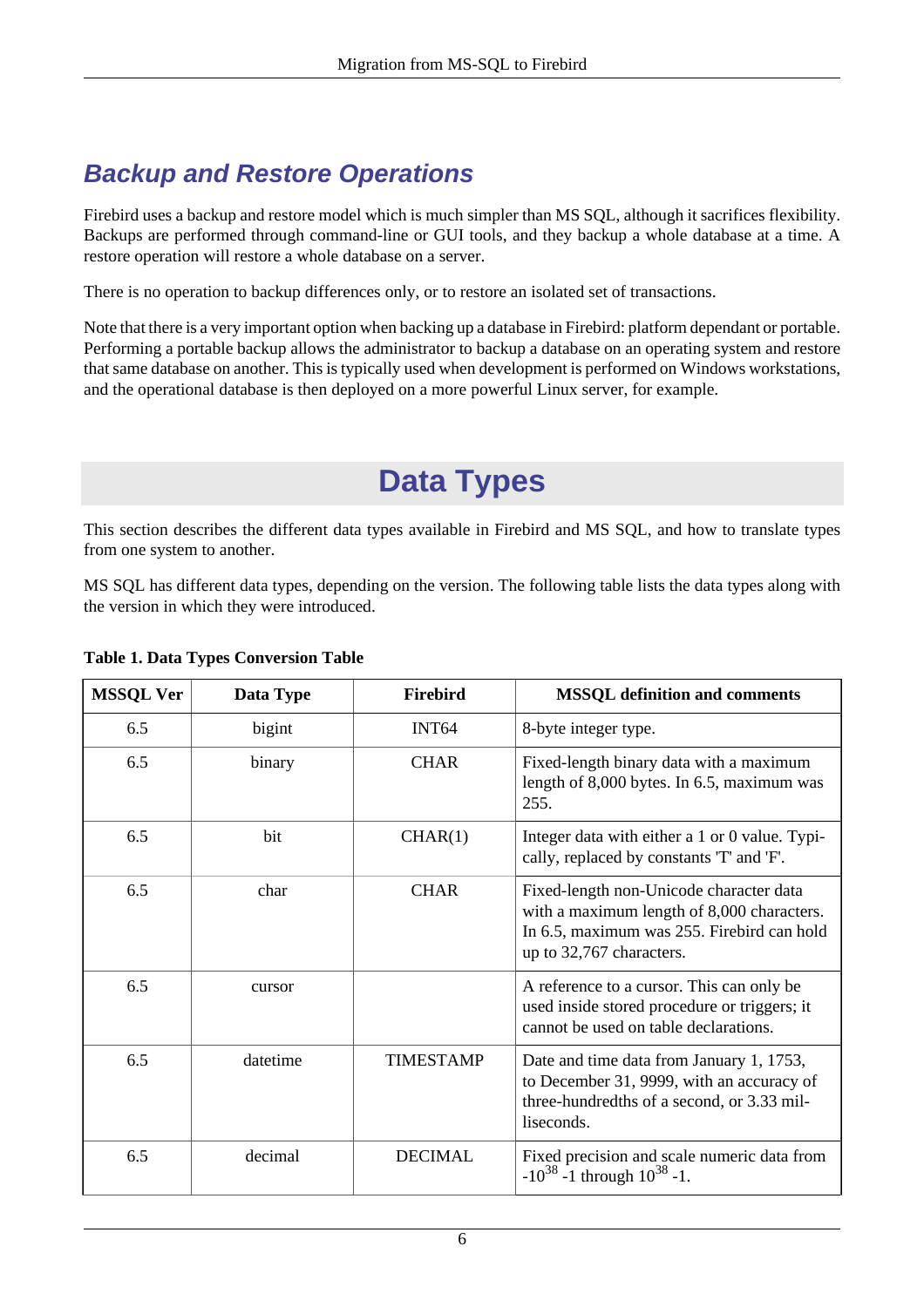## Backup and Restore Operations

Firebird uses a backup and restore model which is much simpler than MS SQL, although it sacrifices flexibility. Backups are performed through command-line or GUI tools, and they backup a whole database at a time. A restore operation will restore a whole database on a server.

There is no operation to backup differences only, or to restore an isolated set of transactions.

Note that there is a very important option when backing up a database in Firebird: platform dependant or portable. Performing a portable backup allows the administrator to backup a database on an operating system and restore that same database on another. This is typically used when development is performed on Windows workstations, and the operational database is then deployed on a more powerful Linux server, for example.

# Data Types

This section describes the different data types available in Firebird and MS SQL, and how to translate types from one system to another.

MS SQL has different data types, depending on the version. The following table lists the data types along with the version in which they were introduced.

**Table 1. Data Types Conversion Table**

| MSSQL Ver | Data Type | Firebird | MSSQL definition and comments |
|---|---|---|---|
| 6.5 | bigint | INT64 | 8-byte integer type. |
| 6.5 | binary | CHAR | Fixed-length binary data with a maximum length of 8,000 bytes. In 6.5, maximum was 255. |
| 6.5 | bit | CHAR(1) | Integer data with either a 1 or 0 value. Typically, replaced by constants 'T' and 'F'. |
| 6.5 | char | CHAR | Fixed-length non-Unicode character data with a maximum length of 8,000 characters. In 6.5, maximum was 255. Firebird can hold up to 32,767 characters. |
| 6.5 | cursor | | A reference to a cursor. This can only be used inside stored procedure or triggers; it cannot be used on table declarations. |
| 6.5 | datetime | TIMESTAMP | Date and time data from January 1, 1753, to December 31, 9999, with an accuracy of three-hundredths of a second, or 3.33 milliseconds. |
| 6.5 | decimal | DECIMAL | Fixed precision and scale numeric data from $-10^{38}$ -1 through $10^{38}$ -1. |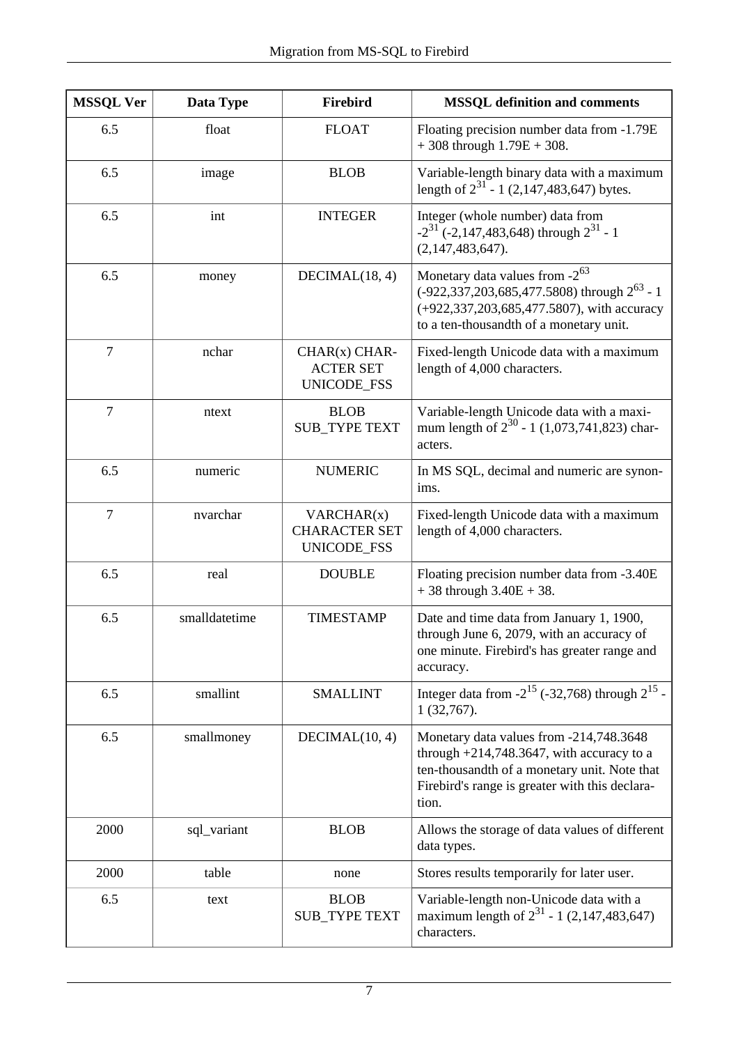| MSSQL Ver | Data Type | Firebird | MSSQL definition and comments |
|---|---|---|---|
| 6.5 | float | FLOAT | Floating precision number data from -1.79E + 308 through 1.79E + 308. |
| 6.5 | image | BLOB | Variable-length binary data with a maximum length of $2^{31}$ - 1 (2,147,483,647) bytes. |
| 6.5 | int | INTEGER | Integer (whole number) data from $-2^{31}$ (-2,147,483,648) through $2^{31}$ - 1 (2,147,483,647). |
| 6.5 | money | DECIMAL(18, 4) | Monetary data values from $-2^{63}$ (-922,337,203,685,477.5808) through $2^{63}$ - 1 (+922,337,203,685,477.5807), with accuracy to a ten-thousandth of a monetary unit. |
| 7 | nchar | CHAR(x) CHARACTER SET UNICODE_FSS | Fixed-length Unicode data with a maximum length of 4,000 characters. |
| 7 | ntext | BLOB SUB_TYPE TEXT | Variable-length Unicode data with a maximum length of $2^{30}$ - 1 (1,073,741,823) characters. |
| 6.5 | numeric | NUMERIC | In MS SQL, decimal and numeric are synonims. |
| 7 | nvarchar | VARCHAR(x) CHARACTER SET UNICODE_FSS | Fixed-length Unicode data with a maximum length of 4,000 characters. |
| 6.5 | real | DOUBLE | Floating precision number data from -3.40E + 38 through 3.40E + 38. |
| 6.5 | smalldatetime | TIMESTAMP | Date and time data from January 1, 1900, through June 6, 2079, with an accuracy of one minute. Firebird's has greater range and accuracy. |
| 6.5 | smallint | SMALLINT | Integer data from $-2^{15}$ (-32,768) through $2^{15}$ - 1 (32,767). |
| 6.5 | smallmoney | DECIMAL(10, 4) | Monetary data values from -214,748.3648 through +214,748.3647, with accuracy to a ten-thousandth of a monetary unit. Note that Firebird's range is greater with this declaration. |
| 2000 | sql_variant | BLOB | Allows the storage of data values of different data types. |
| 2000 | table | none | Stores results temporarily for later user. |
| 6.5 | text | BLOB SUB_TYPE TEXT | Variable-length non-Unicode data with a maximum length of $2^{31}$ - 1 (2,147,483,647) characters. |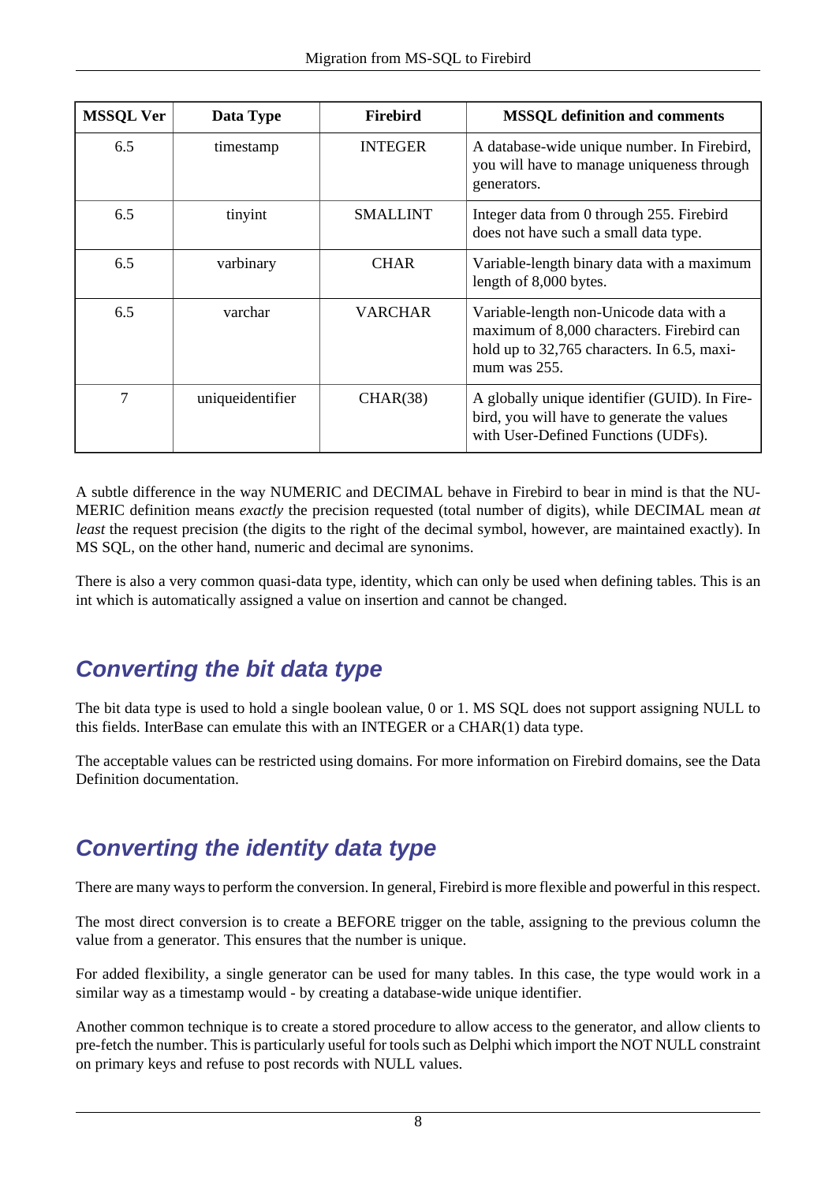| MSSQL Ver | Data Type | Firebird | MSSQL definition and comments |
|---|---|---|---|
| 6.5 | timestamp | INTEGER | A database-wide unique number. In Firebird, you will have to manage uniqueness through generators. |
| 6.5 | tinyint | SMALLINT | Integer data from 0 through 255. Firebird does not have such a small data type. |
| 6.5 | varbinary | CHAR | Variable-length binary data with a maximum length of 8,000 bytes. |
| 6.5 | varchar | VARCHAR | Variable-length non-Unicode data with a maximum of 8,000 characters. Firebird can hold up to 32,765 characters. In 6.5, maximum was 255. |
| 7 | uniqueidentifier | CHAR(38) | A globally unique identifier (GUID). In Firebird, you will have to generate the values with User-Defined Functions (UDFs). |

A subtle difference in the way NUMERIC and DECIMAL behave in Firebird to bear in mind is that the NUMERIC definition means *exactly* the precision requested (total number of digits), while DECIMAL mean *at least* the request precision (the digits to the right of the decimal symbol, however, are maintained exactly). In MS SQL, on the other hand, numeric and decimal are synonims.

There is also a very common quasi-data type, identity, which can only be used when defining tables. This is an int which is automatically assigned a value on insertion and cannot be changed.

## Converting the bit data type

The bit data type is used to hold a single boolean value, 0 or 1. MS SQL does not support assigning NULL to this fields. InterBase can emulate this with an INTEGER or a CHAR(1) data type.

The acceptable values can be restricted using domains. For more information on Firebird domains, see the Data Definition documentation.

## Converting the identity data type

There are many ways to perform the conversion. In general, Firebird is more flexible and powerful in this respect.

The most direct conversion is to create a BEFORE trigger on the table, assigning to the previous column the value from a generator. This ensures that the number is unique.

For added flexibility, a single generator can be used for many tables. In this case, the type would work in a similar way as a timestamp would - by creating a database-wide unique identifier.

Another common technique is to create a stored procedure to allow access to the generator, and allow clients to pre-fetch the number. This is particularly useful for tools such as Delphi which import the NOT NULL constraint on primary keys and refuse to post records with NULL values.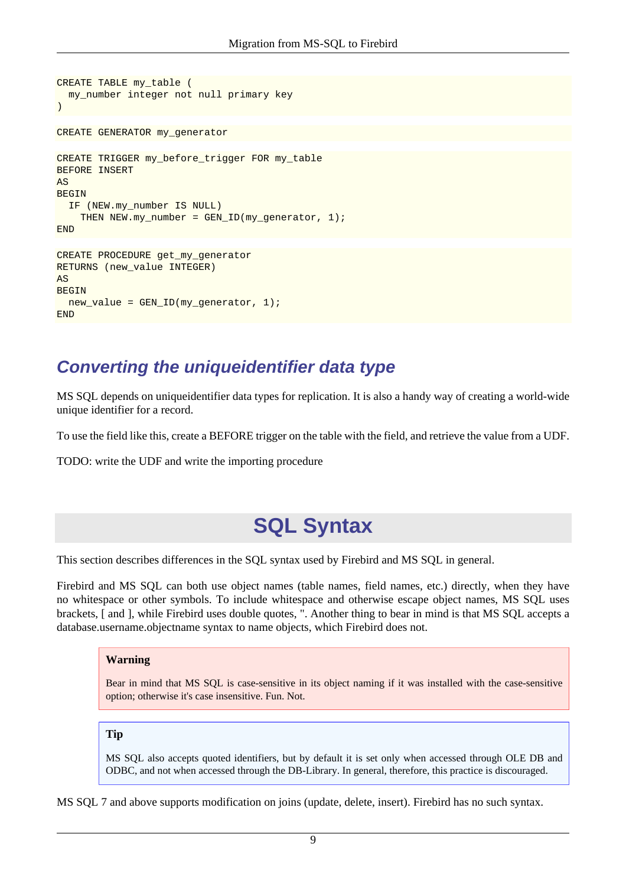```
CREATE TABLE my_table (
  my_number integer not null primary key
)
```

```
CREATE GENERATOR my_generator
```

```
CREATE TRIGGER my_before_trigger FOR my_table
BEFORE INSERT
AS
BEGIN
  IF (NEW.my_number IS NULL)
    THEN NEW.my_number = GEN_ID(my_generator, 1);
END
```

```
CREATE PROCEDURE get_my_generator
RETURNS (new_value INTEGER)
AS
BEGIN
  new_value = GEN_ID(my_generator, 1);
END
```

### *Converting the uniqueidentifier data type*

MS SQL depends on uniqueidentifier data types for replication. It is also a handy way of creating a world-wide unique identifier for a record.

To use the field like this, create a BEFORE trigger on the table with the field, and retrieve the value from a UDF.

TODO: write the UDF and write the importing procedure

## SQL Syntax

This section describes differences in the SQL syntax used by Firebird and MS SQL in general.

Firebird and MS SQL can both use object names (table names, field names, etc.) directly, when they have no whitespace or other symbols. To include whitespace and otherwise escape object names, MS SQL uses brackets, [ and ], while Firebird uses double quotes, ". Another thing to bear in mind is that MS SQL accepts a database.username.objectname syntax to name objects, which Firebird does not.

> **Warning**
>
> Bear in mind that MS SQL is case-sensitive in its object naming if it was installed with the case-sensitive option; otherwise it's case insensitive. Fun. Not.

> **Tip**
>
> MS SQL also accepts quoted identifiers, but by default it is set only when accessed through OLE DB and ODBC, and not when accessed through the DB-Library. In general, therefore, this practice is discouraged.

MS SQL 7 and above supports modification on joins (update, delete, insert). Firebird has no such syntax.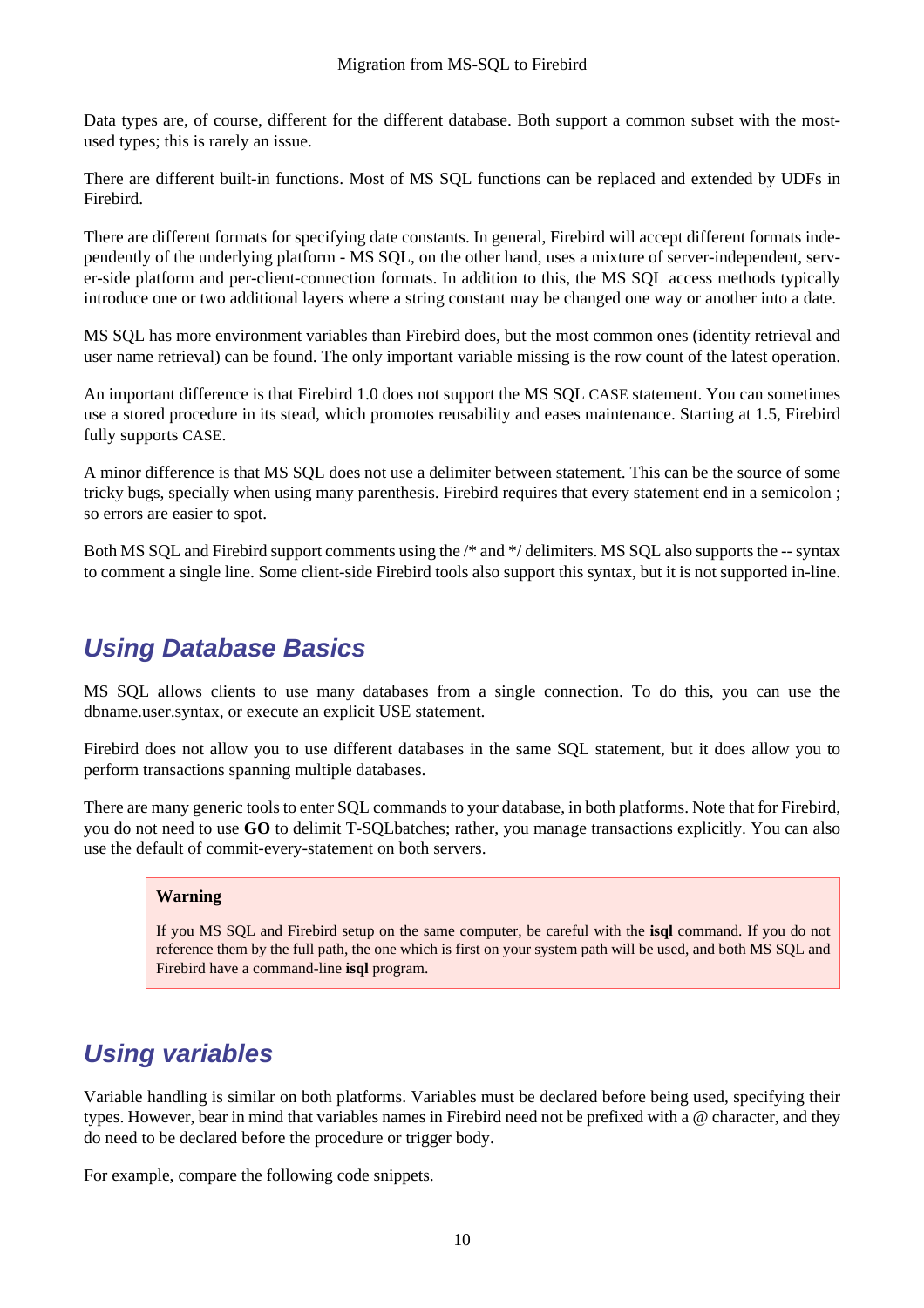Data types are, of course, different for the different database. Both support a common subset with the most-used types; this is rarely an issue.

There are different built-in functions. Most of MS SQL functions can be replaced and extended by UDFs in Firebird.

There are different formats for specifying date constants. In general, Firebird will accept different formats independently of the underlying platform - MS SQL, on the other hand, uses a mixture of server-independent, server-side platform and per-client-connection formats. In addition to this, the MS SQL access methods typically introduce one or two additional layers where a string constant may be changed one way or another into a date.

MS SQL has more environment variables than Firebird does, but the most common ones (identity retrieval and user name retrieval) can be found. The only important variable missing is the row count of the latest operation.

An important difference is that Firebird 1.0 does not support the MS SQL CASE statement. You can sometimes use a stored procedure in its stead, which promotes reusability and eases maintenance. Starting at 1.5, Firebird fully supports CASE.

A minor difference is that MS SQL does not use a delimiter between statement. This can be the source of some tricky bugs, specially when using many parenthesis. Firebird requires that every statement end in a semicolon ; so errors are easier to spot.

Both MS SQL and Firebird support comments using the /* and */ delimiters. MS SQL also supports the -- syntax to comment a single line. Some client-side Firebird tools also support this syntax, but it is not supported in-line.

## Using Database Basics

MS SQL allows clients to use many databases from a single connection. To do this, you can use the dbname.user.syntax, or execute an explicit USE statement.

Firebird does not allow you to use different databases in the same SQL statement, but it does allow you to perform transactions spanning multiple databases.

There are many generic tools to enter SQL commands to your database, in both platforms. Note that for Firebird, you do not need to use **GO** to delimit T-SQLbatches; rather, you manage transactions explicitly. You can also use the default of commit-every-statement on both servers.

> **Warning**
>
> If you MS SQL and Firebird setup on the same computer, be careful with the **isql** command. If you do not reference them by the full path, the one which is first on your system path will be used, and both MS SQL and Firebird have a command-line **isql** program.

## Using variables

Variable handling is similar on both platforms. Variables must be declared before being used, specifying their types. However, bear in mind that variables names in Firebird need not be prefixed with a @ character, and they do need to be declared before the procedure or trigger body.

For example, compare the following code snippets.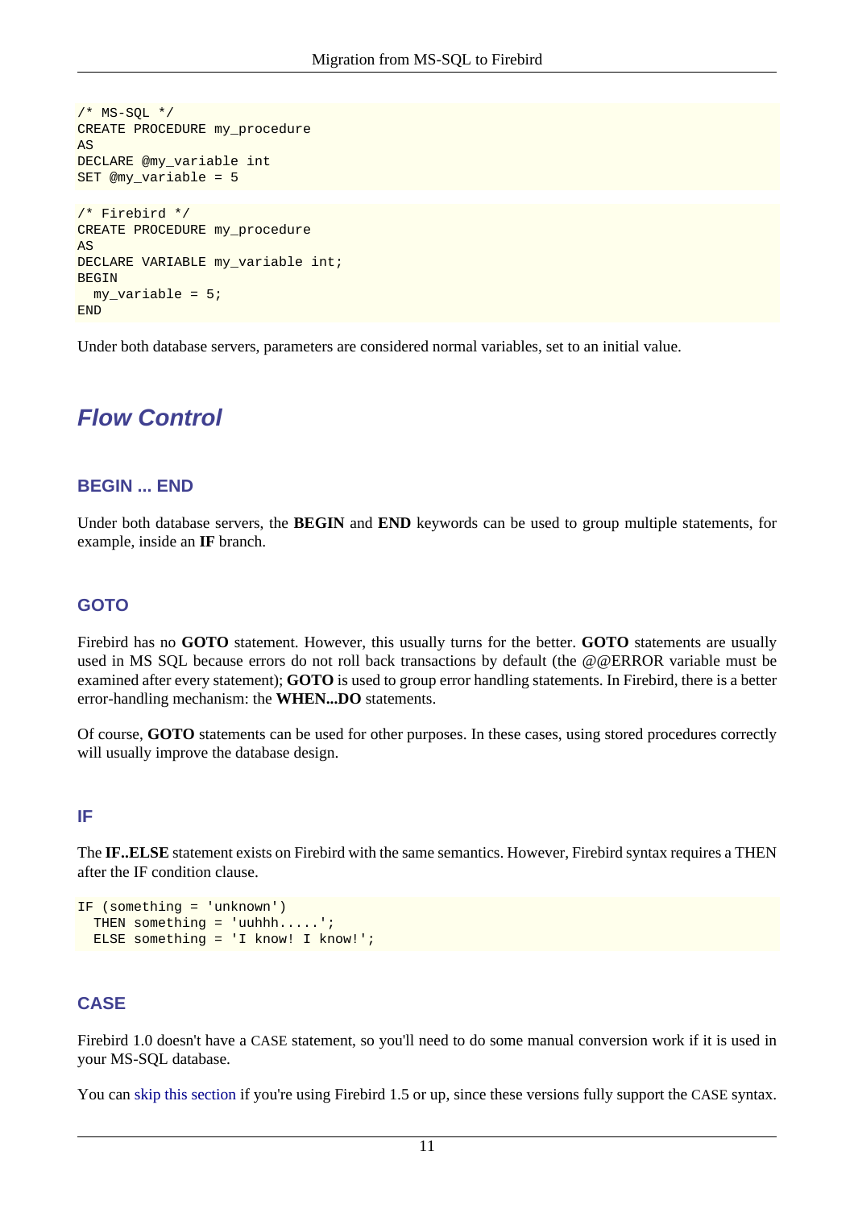```
/* MS-SQL */
CREATE PROCEDURE my_procedure
AS
DECLARE @my_variable int
SET @my_variable = 5
```

```
/* Firebird */
CREATE PROCEDURE my_procedure
AS
DECLARE VARIABLE my_variable int;
BEGIN
  my_variable = 5;
END
```

Under both database servers, parameters are considered normal variables, set to an initial value.

## Flow Control

### BEGIN ... END

Under both database servers, the **BEGIN** and **END** keywords can be used to group multiple statements, for example, inside an **IF** branch.

### GOTO

Firebird has no **GOTO** statement. However, this usually turns for the better. **GOTO** statements are usually used in MS SQL because errors do not roll back transactions by default (the @@ERROR variable must be examined after every statement); **GOTO** is used to group error handling statements. In Firebird, there is a better error-handling mechanism: the **WHEN...DO** statements.

Of course, **GOTO** statements can be used for other purposes. In these cases, using stored procedures correctly will usually improve the database design.

### IF

The **IF..ELSE** statement exists on Firebird with the same semantics. However, Firebird syntax requires a THEN after the IF condition clause.

```
IF (something = 'unknown')
  THEN something = 'uuhhh.....';
  ELSE something = 'I know! I know!';
```

### CASE

Firebird 1.0 doesn't have a CASE statement, so you'll need to do some manual conversion work if it is used in your MS-SQL database.

You can skip this section if you're using Firebird 1.5 or up, since these versions fully support the CASE syntax.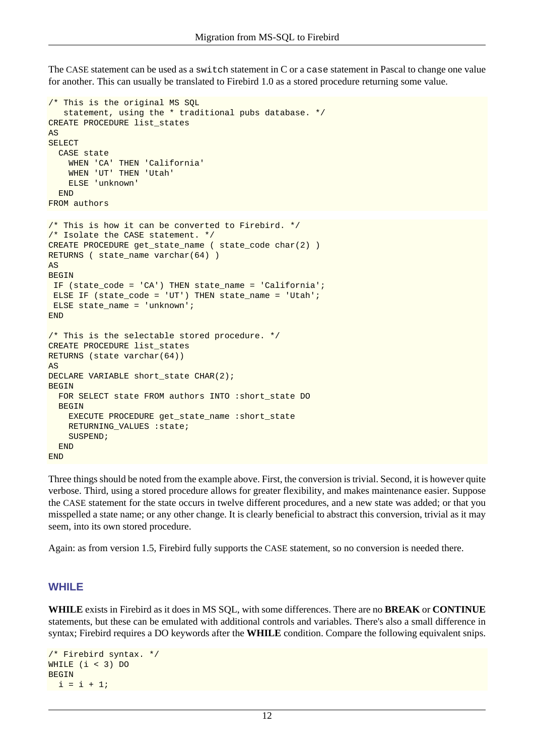The CASE statement can be used as a `switch` statement in C or a `case` statement in Pascal to change one value for another. This can usually be translated to Firebird 1.0 as a stored procedure returning some value.

```
/* This is the original MS SQL
   statement, using the * traditional pubs database. */
CREATE PROCEDURE list_states
AS
SELECT
  CASE state
    WHEN 'CA' THEN 'California'
    WHEN 'UT' THEN 'Utah'
    ELSE 'unknown'
  END
FROM authors
```

```
/* This is how it can be converted to Firebird. */
/* Isolate the CASE statement. */
CREATE PROCEDURE get_state_name ( state_code char(2) )
RETURNS ( state_name varchar(64) )
AS
BEGIN
 IF (state_code = 'CA') THEN state_name = 'California';
 ELSE IF (state_code = 'UT') THEN state_name = 'Utah';
 ELSE state_name = 'unknown';
END

/* This is the selectable stored procedure. */
CREATE PROCEDURE list_states
RETURNS (state varchar(64))
AS
DECLARE VARIABLE short_state CHAR(2);
BEGIN
  FOR SELECT state FROM authors INTO :short_state DO
  BEGIN
    EXECUTE PROCEDURE get_state_name :short_state
    RETURNING_VALUES :state;
    SUSPEND;
  END
END
```

Three things should be noted from the example above. First, the conversion is trivial. Second, it is however quite verbose. Third, using a stored procedure allows for greater flexibility, and makes maintenance easier. Suppose the CASE statement for the state occurs in twelve different procedures, and a new state was added; or that you misspelled a state name; or any other change. It is clearly beneficial to abstract this conversion, trivial as it may seem, into its own stored procedure.

Again: as from version 1.5, Firebird fully supports the CASE statement, so no conversion is needed there.

## WHILE

**WHILE** exists in Firebird as it does in MS SQL, with some differences. There are no **BREAK** or **CONTINUE** statements, but these can be emulated with additional controls and variables. There's also a small difference in syntax; Firebird requires a DO keywords after the **WHILE** condition. Compare the following equivalent snips.

```
/* Firebird syntax. */
WHILE (i < 3) DO
BEGIN
  i = i + 1;
```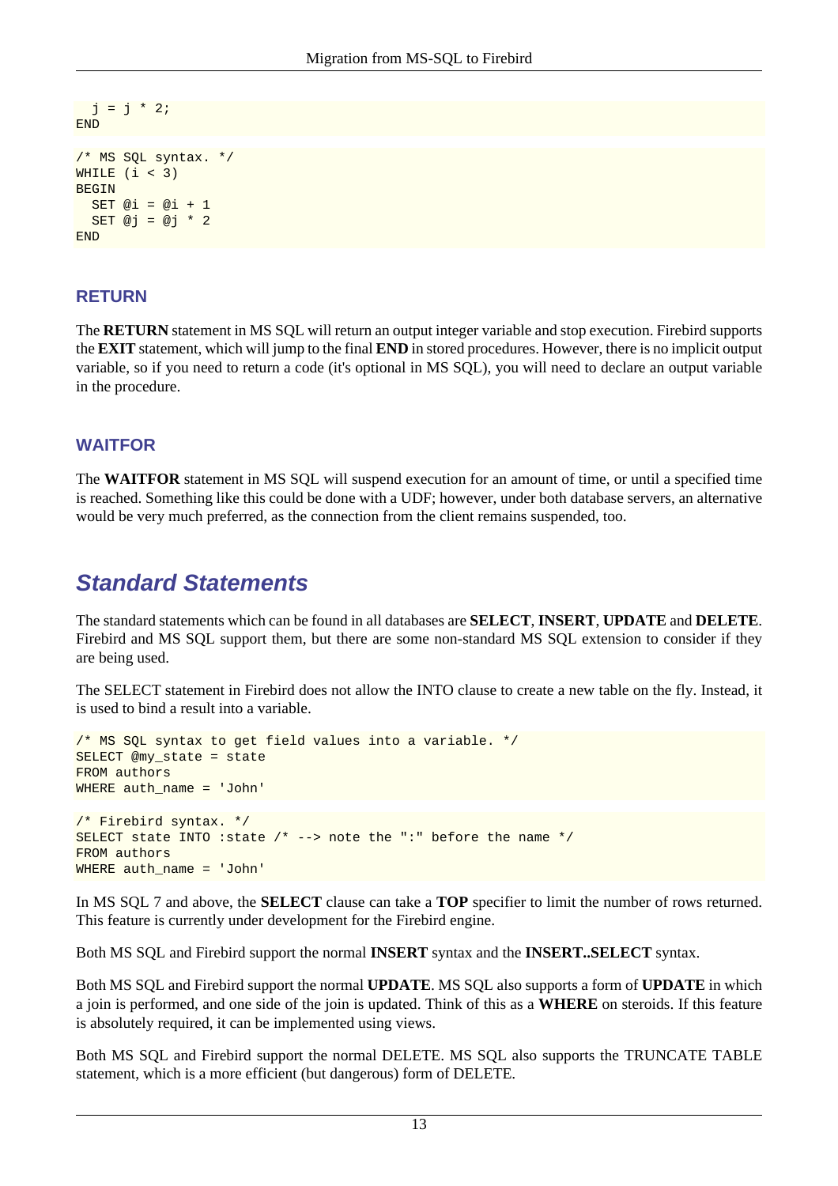```
  j = j * 2;
END

/* MS SQL syntax. */
WHILE (i < 3)
BEGIN
  SET @i = @i + 1
  SET @j = @j * 2
END
```

### RETURN

The **RETURN** statement in MS SQL will return an output integer variable and stop execution. Firebird supports the **EXIT** statement, which will jump to the final **END** in stored procedures. However, there is no implicit output variable, so if you need to return a code (it's optional in MS SQL), you will need to declare an output variable in the procedure.

### WAITFOR

The **WAITFOR** statement in MS SQL will suspend execution for an amount of time, or until a specified time is reached. Something like this could be done with a UDF; however, under both database servers, an alternative would be very much preferred, as the connection from the client remains suspended, too.

## Standard Statements

The standard statements which can be found in all databases are **SELECT**, **INSERT**, **UPDATE** and **DELETE**. Firebird and MS SQL support them, but there are some non-standard MS SQL extension to consider if they are being used.

The SELECT statement in Firebird does not allow the INTO clause to create a new table on the fly. Instead, it is used to bind a result into a variable.

```
/* MS SQL syntax to get field values into a variable. */
SELECT @my_state = state
FROM authors
WHERE auth_name = 'John'

/* Firebird syntax. */
SELECT state INTO :state /* --> note the ":" before the name */
FROM authors
WHERE auth_name = 'John'
```

In MS SQL 7 and above, the **SELECT** clause can take a **TOP** specifier to limit the number of rows returned. This feature is currently under development for the Firebird engine.

Both MS SQL and Firebird support the normal **INSERT** syntax and the **INSERT..SELECT** syntax.

Both MS SQL and Firebird support the normal **UPDATE**. MS SQL also supports a form of **UPDATE** in which a join is performed, and one side of the join is updated. Think of this as a **WHERE** on steroids. If this feature is absolutely required, it can be implemented using views.

Both MS SQL and Firebird support the normal DELETE. MS SQL also supports the TRUNCATE TABLE statement, which is a more efficient (but dangerous) form of DELETE.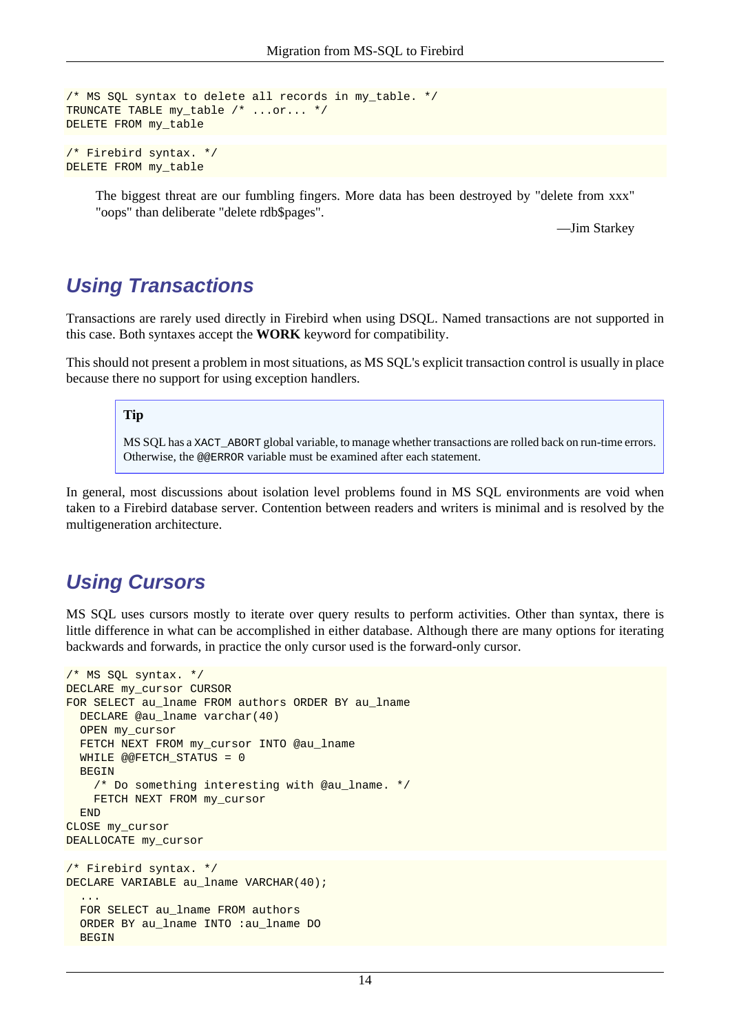```
/* MS SQL syntax to delete all records in my_table. */
TRUNCATE TABLE my_table /* ...or... */
DELETE FROM my_table
```

```
/* Firebird syntax. */
DELETE FROM my_table
```

> The biggest threat are our fumbling fingers. More data has been destroyed by "delete from xxx" "oops" than deliberate "delete rdb$pages".
>
> —Jim Starkey

## Using Transactions

Transactions are rarely used directly in Firebird when using DSQL. Named transactions are not supported in this case. Both syntaxes accept the **WORK** keyword for compatibility.

This should not present a problem in most situations, as MS SQL's explicit transaction control is usually in place because there no support for using exception handlers.

> **Tip**
>
> MS SQL has a `XACT_ABORT` global variable, to manage whether transactions are rolled back on run-time errors. Otherwise, the `@@ERROR` variable must be examined after each statement.

In general, most discussions about isolation level problems found in MS SQL environments are void when taken to a Firebird database server. Contention between readers and writers is minimal and is resolved by the multigeneration architecture.

## Using Cursors

MS SQL uses cursors mostly to iterate over query results to perform activities. Other than syntax, there is little difference in what can be accomplished in either database. Although there are many options for iterating backwards and forwards, in practice the only cursor used is the forward-only cursor.

```
/* MS SQL syntax. */
DECLARE my_cursor CURSOR
FOR SELECT au_lname FROM authors ORDER BY au_lname
  DECLARE @au_lname varchar(40)
  OPEN my_cursor
  FETCH NEXT FROM my_cursor INTO @au_lname
  WHILE @@FETCH_STATUS = 0
  BEGIN
    /* Do something interesting with @au_lname. */
    FETCH NEXT FROM my_cursor
  END
CLOSE my_cursor
DEALLOCATE my_cursor
```

```
/* Firebird syntax. */
DECLARE VARIABLE au_lname VARCHAR(40);
  ...
  FOR SELECT au_lname FROM authors
  ORDER BY au_lname INTO :au_lname DO
  BEGIN
```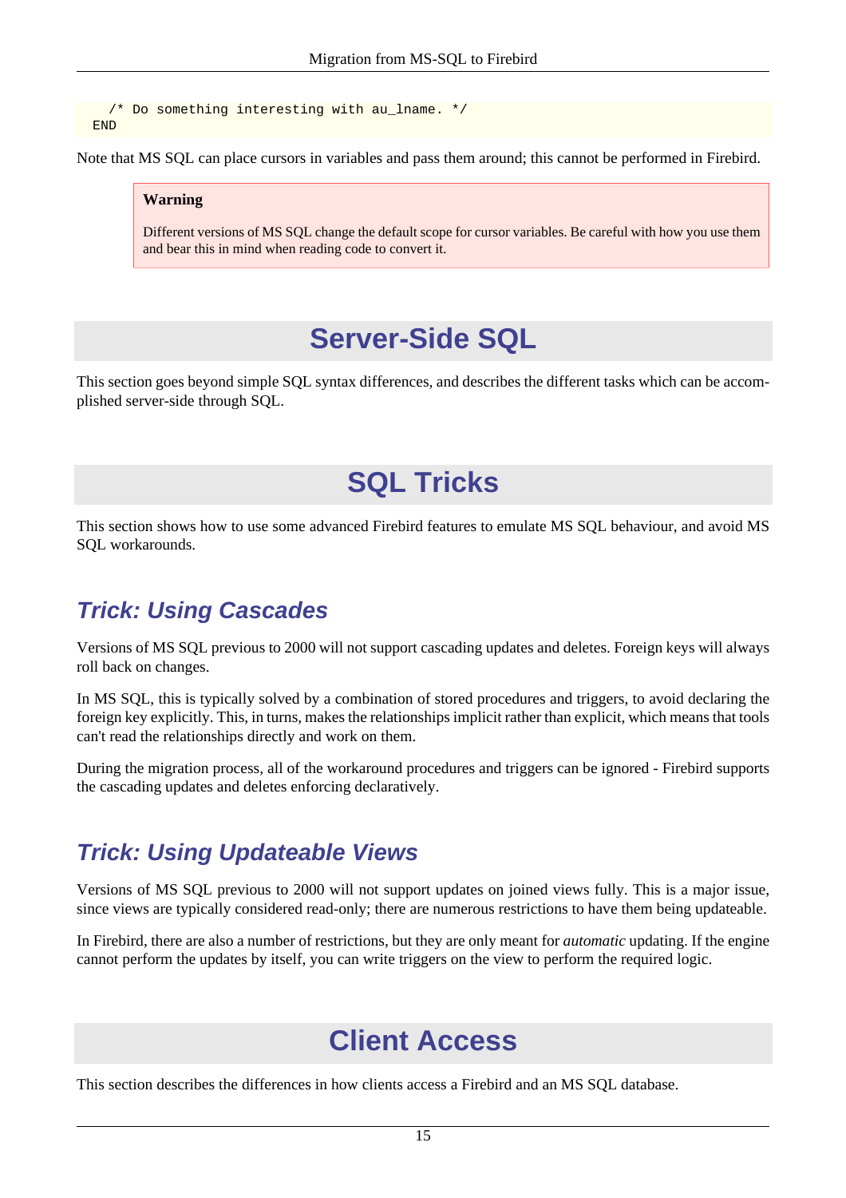```
    /* Do something interesting with au_lname. */
  END
```

Note that MS SQL can place cursors in variables and pass them around; this cannot be performed in Firebird.

> **Warning**
>
> Different versions of MS SQL change the default scope for cursor variables. Be careful with how you use them and bear this in mind when reading code to convert it.

# Server-Side SQL

This section goes beyond simple SQL syntax differences, and describes the different tasks which can be accomplished server-side through SQL.

# SQL Tricks

This section shows how to use some advanced Firebird features to emulate MS SQL behaviour, and avoid MS SQL workarounds.

## *Trick: Using Cascades*

Versions of MS SQL previous to 2000 will not support cascading updates and deletes. Foreign keys will always roll back on changes.

In MS SQL, this is typically solved by a combination of stored procedures and triggers, to avoid declaring the foreign key explicitly. This, in turns, makes the relationships implicit rather than explicit, which means that tools can't read the relationships directly and work on them.

During the migration process, all of the workaround procedures and triggers can be ignored - Firebird supports the cascading updates and deletes enforcing declaratively.

## *Trick: Using Updateable Views*

Versions of MS SQL previous to 2000 will not support updates on joined views fully. This is a major issue, since views are typically considered read-only; there are numerous restrictions to have them being updateable.

In Firebird, there are also a number of restrictions, but they are only meant for *automatic* updating. If the engine cannot perform the updates by itself, you can write triggers on the view to perform the required logic.

# Client Access

This section describes the differences in how clients access a Firebird and an MS SQL database.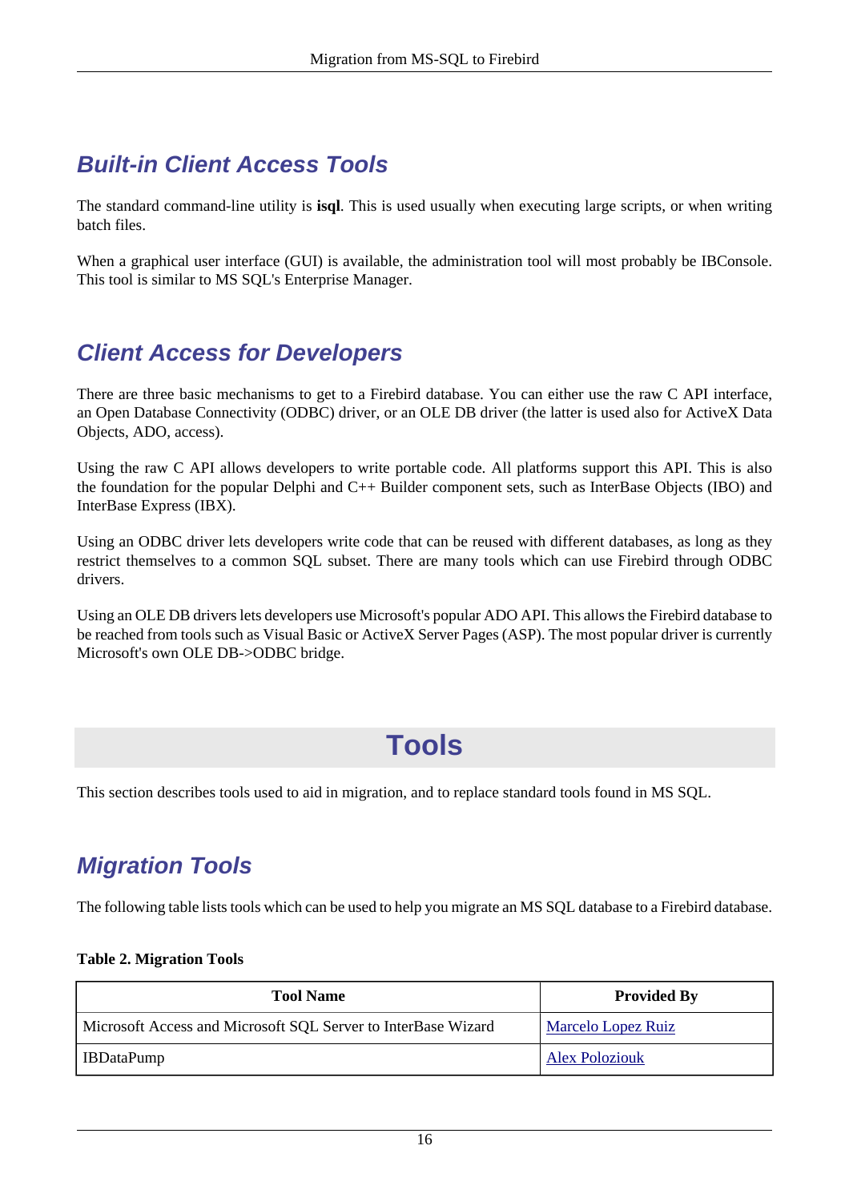## Built-in Client Access Tools

The standard command-line utility is **isql**. This is used usually when executing large scripts, or when writing batch files.

When a graphical user interface (GUI) is available, the administration tool will most probably be IBConsole. This tool is similar to MS SQL's Enterprise Manager.

## Client Access for Developers

There are three basic mechanisms to get to a Firebird database. You can either use the raw C API interface, an Open Database Connectivity (ODBC) driver, or an OLE DB driver (the latter is used also for ActiveX Data Objects, ADO, access).

Using the raw C API allows developers to write portable code. All platforms support this API. This is also the foundation for the popular Delphi and C++ Builder component sets, such as InterBase Objects (IBO) and InterBase Express (IBX).

Using an ODBC driver lets developers write code that can be reused with different databases, as long as they restrict themselves to a common SQL subset. There are many tools which can use Firebird through ODBC drivers.

Using an OLE DB drivers lets developers use Microsoft's popular ADO API. This allows the Firebird database to be reached from tools such as Visual Basic or ActiveX Server Pages (ASP). The most popular driver is currently Microsoft's own OLE DB->ODBC bridge.

# Tools

This section describes tools used to aid in migration, and to replace standard tools found in MS SQL.

## Migration Tools

The following table lists tools which can be used to help you migrate an MS SQL database to a Firebird database.

**Table 2. Migration Tools**

| Tool Name | Provided By |
|---|---|
| Microsoft Access and Microsoft SQL Server to InterBase Wizard | Marcelo Lopez Ruiz |
| IBDataPump | Alex Poloziouk |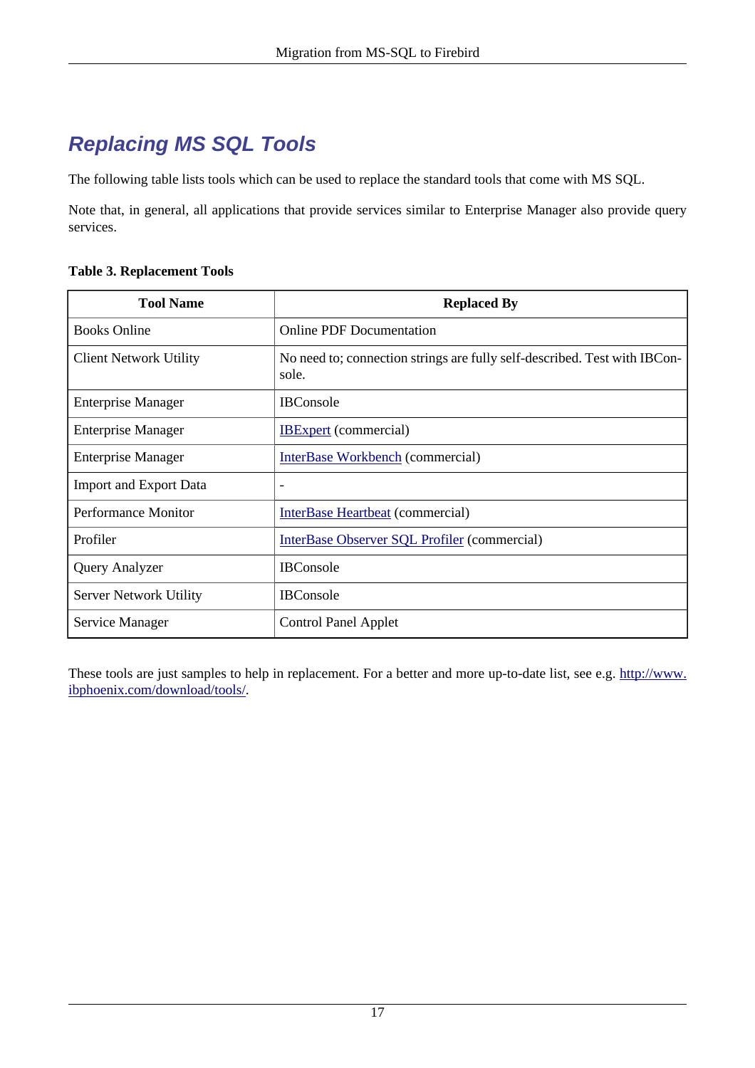## Replacing MS SQL Tools

The following table lists tools which can be used to replace the standard tools that come with MS SQL.

Note that, in general, all applications that provide services similar to Enterprise Manager also provide query services.

**Table 3. Replacement Tools**

| Tool Name | Replaced By |
|---|---|
| Books Online | Online PDF Documentation |
| Client Network Utility | No need to; connection strings are fully self-described. Test with IBConsole. |
| Enterprise Manager | IBConsole |
| Enterprise Manager | IBExpert (commercial) |
| Enterprise Manager | InterBase Workbench (commercial) |
| Import and Export Data | - |
| Performance Monitor | InterBase Heartbeat (commercial) |
| Profiler | InterBase Observer SQL Profiler (commercial) |
| Query Analyzer | IBConsole |
| Server Network Utility | IBConsole |
| Service Manager | Control Panel Applet |

These tools are just samples to help in replacement. For a better and more up-to-date list, see e.g. http://www.ibphoenix.com/download/tools/.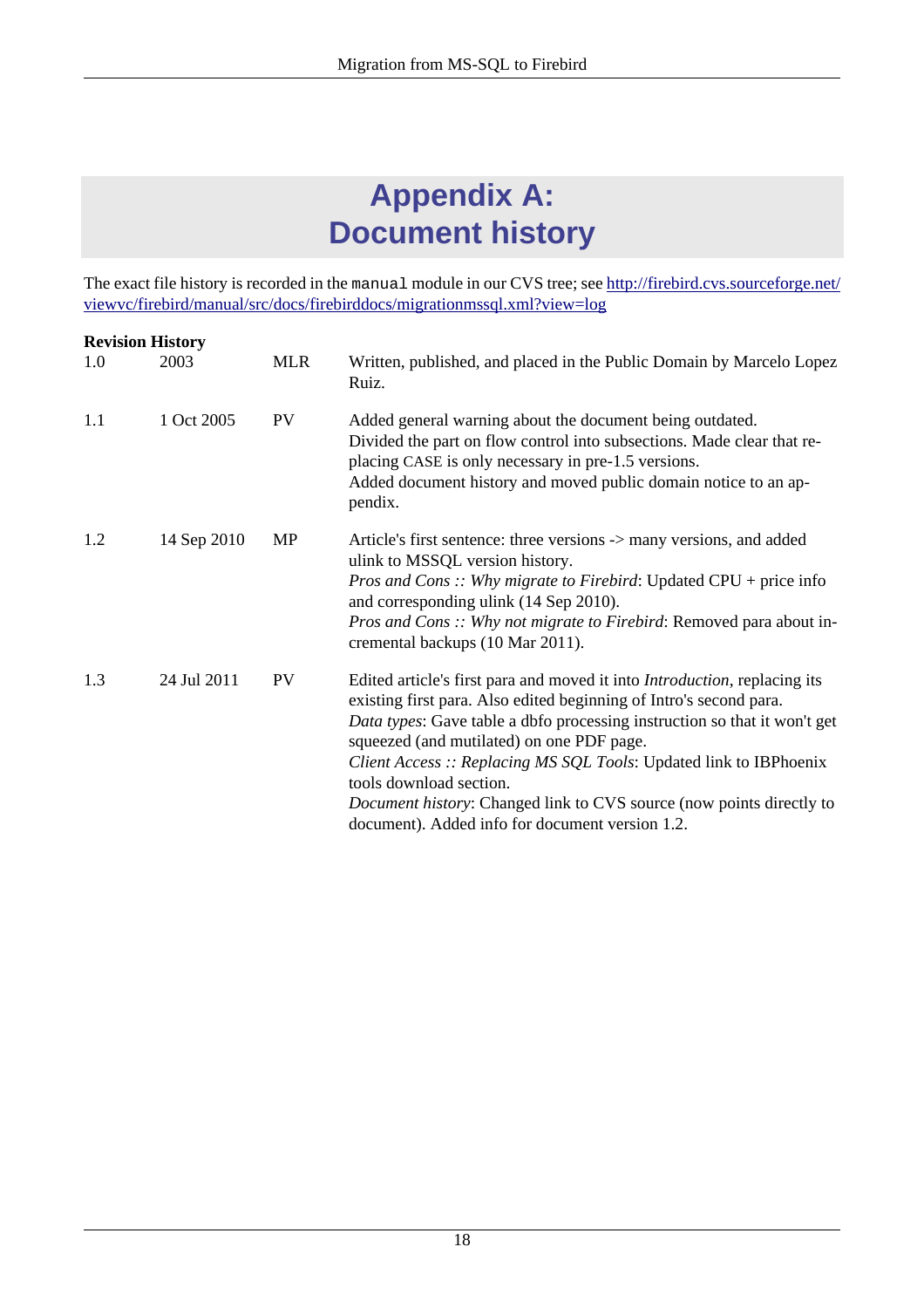# Appendix A: Document history

The exact file history is recorded in the `manual` module in our CVS tree; see [http://firebird.cvs.sourceforge.net/viewvc/firebird/manual/src/docs/firebirddocs/migrationmssql.xml?view=log](http://firebird.cvs.sourceforge.net/viewvc/firebird/manual/src/docs/firebirddocs/migrationmssql.xml?view=log)

**Revision History**

| | | | |
|---|---|---|---|
| 1.0 | 2003 | MLR | Written, published, and placed in the Public Domain by Marcelo Lopez Ruiz. |
| 1.1 | 1 Oct 2005 | PV | Added general warning about the document being outdated.<br>Divided the part on flow control into subsections. Made clear that replacing CASE is only necessary in pre-1.5 versions.<br>Added document history and moved public domain notice to an appendix. |
| 1.2 | 14 Sep 2010 | MP | Article's first sentence: three versions -> many versions, and added ulink to MSSQL version history.<br>*Pros and Cons :: Why migrate to Firebird*: Updated CPU + price info and corresponding ulink (14 Sep 2010).<br>*Pros and Cons :: Why not migrate to Firebird*: Removed para about incremental backups (10 Mar 2011). |
| 1.3 | 24 Jul 2011 | PV | Edited article's first para and moved it into *Introduction*, replacing its existing first para. Also edited beginning of Intro's second para.<br>*Data types*: Gave table a dbfo processing instruction so that it won't get squeezed (and mutilated) on one PDF page.<br>*Client Access :: Replacing MS SQL Tools*: Updated link to IBPhoenix tools download section.<br>*Document history*: Changed link to CVS source (now points directly to document). Added info for document version 1.2. |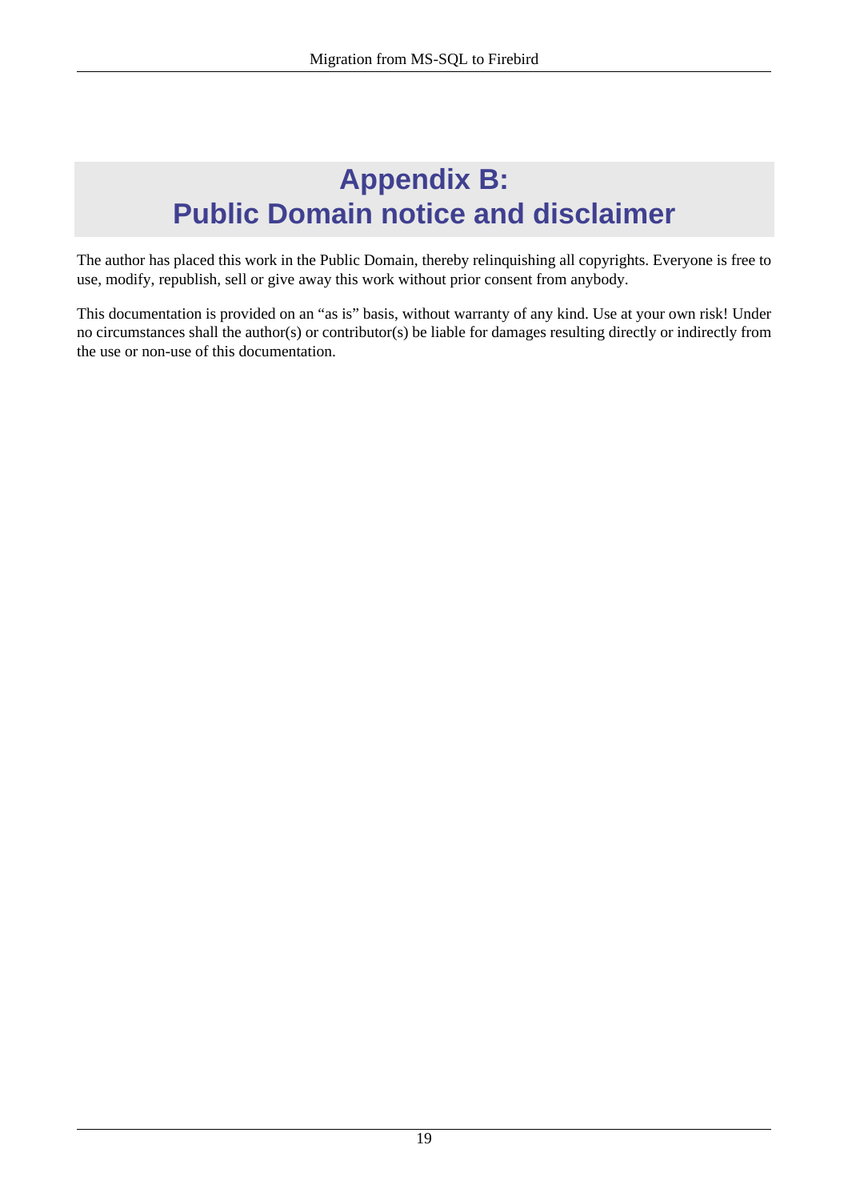# Appendix B: Public Domain notice and disclaimer

The author has placed this work in the Public Domain, thereby relinquishing all copyrights. Everyone is free to use, modify, republish, sell or give away this work without prior consent from anybody.

This documentation is provided on an “as is” basis, without warranty of any kind. Use at your own risk! Under no circumstances shall the author(s) or contributor(s) be liable for damages resulting directly or indirectly from the use or non-use of this documentation.